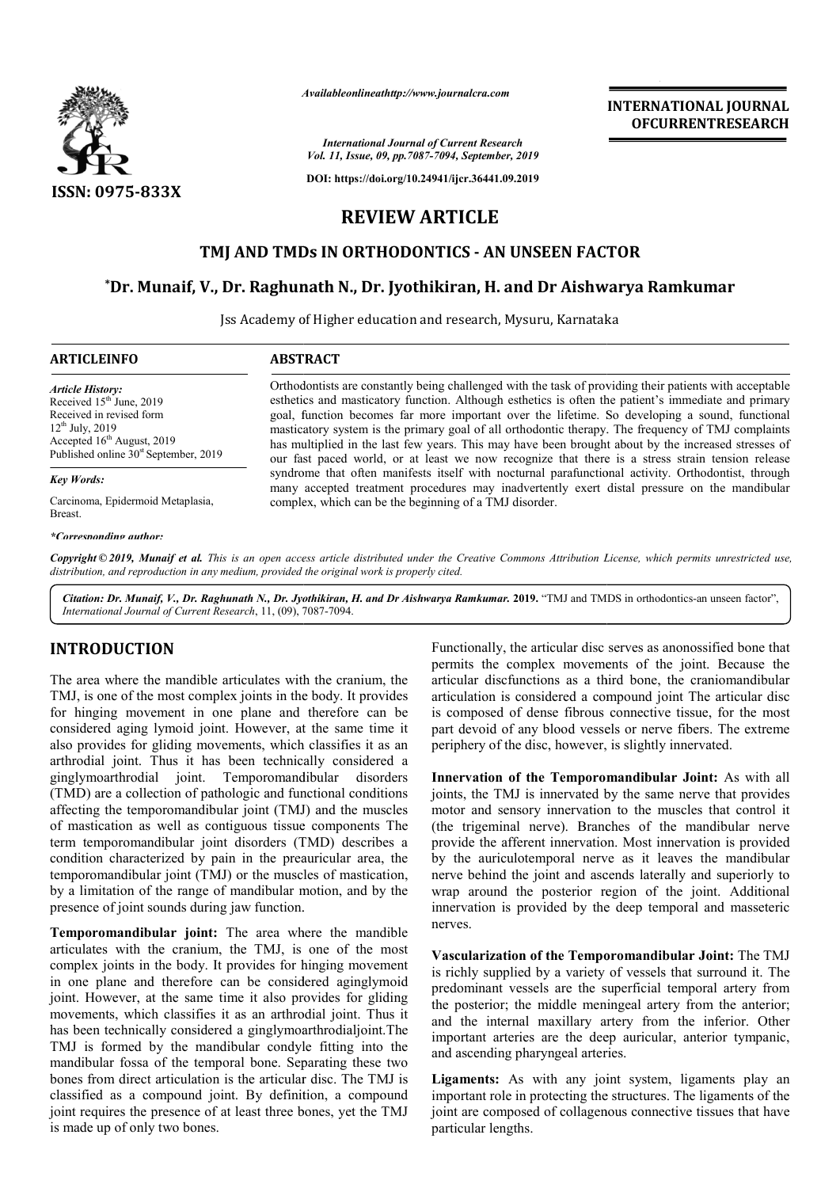*Available online at http://www.journalcra.com*

*International Journal of Current Research*
*Vol. 11, Issue, 09, pp.7087-7094, September, 2019*

**DOI: https://doi.org/10.24941/ijcr.36441.09.2019**

**INTERNATIONAL JOURNAL OF CURRENT RESEARCH**

**ISSN: 0975-833X**

# REVIEW ARTICLE

## TMJ AND TMDs IN ORTHODONTICS - AN UNSEEN FACTOR

**\*Dr. Munaif, V., Dr. Raghunath N., Dr. Jyothikiran, H. and Dr Aishwarya Ramkumar**

Jss Academy of Higher education and research, Mysuru, Karnataka

**ARTICLE INFO**

*Article History:*
Received 15th June, 2019
Received in revised form
12th July, 2019
Accepted 16th August, 2019
Published online 30st September, 2019

*Key Words:*
Carcinoma, Epidermoid Metaplasia, Breast.

*\*Corresponding author:*

**ABSTRACT**

Orthodontists are constantly being challenged with the task of providing their patients with acceptable esthetics and masticatory function. Although esthetics is often the patient's immediate and primary goal, function becomes far more important over the lifetime. So developing a sound, functional masticatory system is the primary goal of all orthodontic therapy. The frequency of TMJ complaints has multiplied in the last few years. This may have been brought about by the increased stresses of our fast paced world, or at least we now recognize that there is a stress strain tension release syndrome that often manifests itself with nocturnal parafunctional activity. Orthodontist, through many accepted treatment procedures may inadvertently exert distal pressure on the mandibular complex, which can be the beginning of a TMJ disorder.

*Copyright © 2019, Munaif et al. This is an open access article distributed under the Creative Commons Attribution License, which permits unrestricted use, distribution, and reproduction in any medium, provided the original work is properly cited.*

*Citation: Dr. Munaif, V., Dr. Raghunath N., Dr. Jyothikiran, H. and Dr Aishwarya Ramkumar.* **2019.** "TMJ and TMDS in orthodontics-an unseen factor", *International Journal of Current Research*, 11, (09), 7087-7094.

## INTRODUCTION

The area where the mandible articulates with the cranium, the TMJ, is one of the most complex joints in the body. It provides for hinging movement in one plane and therefore can be considered aging lymoid joint. However, at the same time it also provides for gliding movements, which classifies it as an arthrodial joint. Thus it has been technically considered a ginglymoarthrodial joint. Temporomandibular disorders (TMD) are a collection of pathologic and functional conditions affecting the temporomandibular joint (TMJ) and the muscles of mastication as well as contiguous tissue components The term temporomandibular joint disorders (TMD) describes a condition characterized by pain in the preauricular area, the temporomandibular joint (TMJ) or the muscles of mastication, by a limitation of the range of mandibular motion, and by the presence of joint sounds during jaw function.

**Temporomandibular joint:** The area where the mandible articulates with the cranium, the TMJ, is one of the most complex joints in the body. It provides for hinging movement in one plane and therefore can be considered aginglymoid joint. However, at the same time it also provides for gliding movements, which classifies it as an arthrodial joint. Thus it has been technically considered a ginglymoarthrodialjoint.The TMJ is formed by the mandibular condyle fitting into the mandibular fossa of the temporal bone. Separating these two bones from direct articulation is the articular disc. The TMJ is classified as a compound joint. By definition, a compound joint requires the presence of at least three bones, yet the TMJ is made up of only two bones.

Functionally, the articular disc serves as anonossified bone that permits the complex movements of the joint. Because the articular discfunctions as a third bone, the craniomandibular articulation is considered a compound joint The articular disc is composed of dense fibrous connective tissue, for the most part devoid of any blood vessels or nerve fibers. The extreme periphery of the disc, however, is slightly innervated.

**Innervation of the Temporomandibular Joint:** As with all joints, the TMJ is innervated by the same nerve that provides motor and sensory innervation to the muscles that control it (the trigeminal nerve). Branches of the mandibular nerve provide the afferent innervation. Most innervation is provided by the auriculotemporal nerve as it leaves the mandibular nerve behind the joint and ascends laterally and superiorly to wrap around the posterior region of the joint. Additional innervation is provided by the deep temporal and masseteric nerves.

**Vascularization of the Temporomandibular Joint:** The TMJ is richly supplied by a variety of vessels that surround it. The predominant vessels are the superficial temporal artery from the posterior; the middle meningeal artery from the anterior; and the internal maxillary artery from the inferior. Other important arteries are the deep auricular, anterior tympanic, and ascending pharyngeal arteries.

**Ligaments:** As with any joint system, ligaments play an important role in protecting the structures. The ligaments of the joint are composed of collagenous connective tissues that have particular lengths.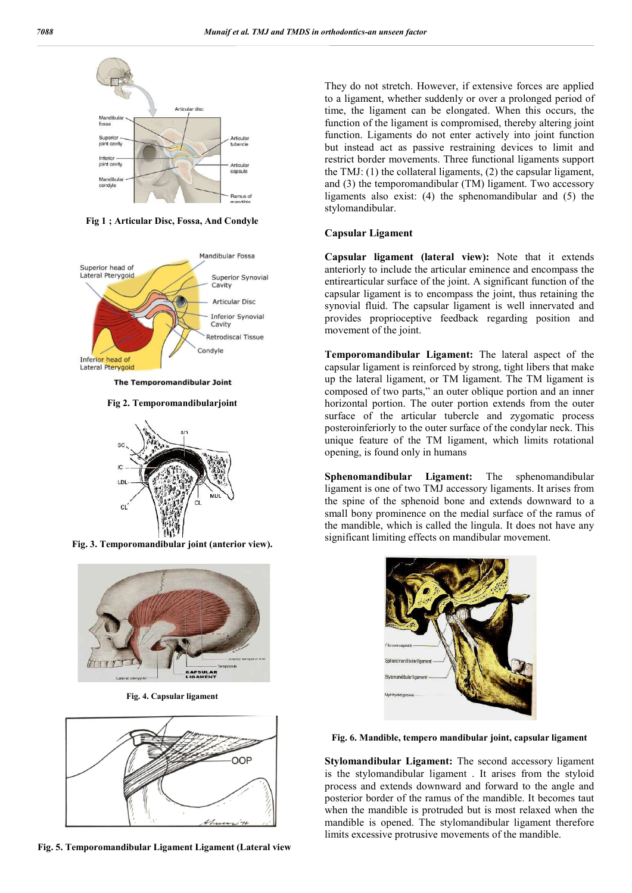Fig 1 ; Articular Disc, Fossa, And Condyle

Fig 2. Temporomandibularjoint

Fig. 3. Temporomandibular joint (anterior view).

Fig. 4. Capsular ligament

Fig. 5. Temporomandibular Ligament Ligament (Lateral view

They do not stretch. However, if extensive forces are applied to a ligament, whether suddenly or over a prolonged period of time, the ligament can be elongated. When this occurs, the function of the ligament is compromised, thereby altering joint function. Ligaments do not enter actively into joint function but instead act as passive restraining devices to limit and restrict border movements. Three functional ligaments support the TMJ: (1) the collateral ligaments, (2) the capsular ligament, and (3) the temporomandibular (TM) ligament. Two accessory ligaments also exist: (4) the sphenomandibular and (5) the stylomandibular.

### Capsular Ligament

**Capsular ligament (lateral view):** Note that it extends anteriorly to include the articular eminence and encompass the entirearticular surface of the joint. A significant function of the capsular ligament is to encompass the joint, thus retaining the synovial fluid. The capsular ligament is well innervated and provides proprioceptive feedback regarding position and movement of the joint.

**Temporomandibular Ligament:** The lateral aspect of the capsular ligament is reinforced by strong, tight libers that make up the lateral ligament, or TM ligament. The TM ligament is composed of two parts," an outer oblique portion and an inner horizontal portion. The outer portion extends from the outer surface of the articular tubercle and zygomatic process posteroinferiorly to the outer surface of the condylar neck. This unique feature of the TM ligament, which limits rotational opening, is found only in humans

**Sphenomandibular Ligament:** The sphenomandibular ligament is one of two TMJ accessory ligaments. It arises from the spine of the sphenoid bone and extends downward to a small bony prominence on the medial surface of the ramus of the mandible, which is called the lingula. It does not have any significant limiting effects on mandibular movement.

Fig. 6. Mandible, tempero mandibular joint, capsular ligament

**Stylomandibular Ligament:** The second accessory ligament is the stylomandibular ligament . It arises from the styloid process and extends downward and forward to the angle and posterior border of the ramus of the mandible. It becomes taut when the mandible is protruded but is most relaxed when the mandible is opened. The stylomandibular ligament therefore limits excessive protrusive movements of the mandible.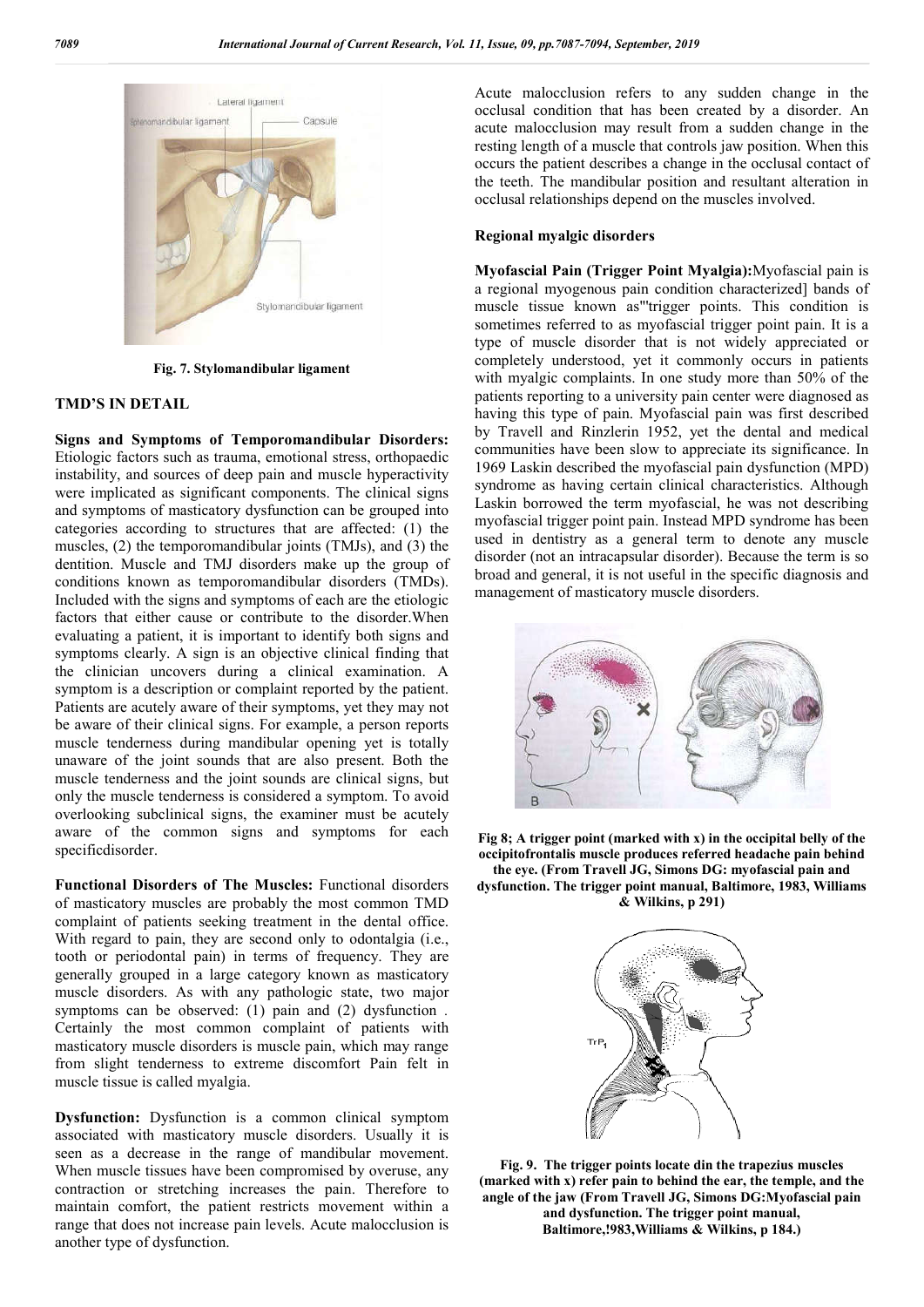Lateral ligament

Sphenomandibular ligament

Capsule

Stylomandibular ligament

Fig. 7. Stylomandibular ligament

## TMD'S IN DETAIL

**Signs and Symptoms of Temporomandibular Disorders:** Etiologic factors such as trauma, emotional stress, orthopaedic instability, and sources of deep pain and muscle hyperactivity were implicated as significant components. The clinical signs and symptoms of masticatory dysfunction can be grouped into categories according to structures that are affected: (1) the muscles, (2) the temporomandibular joints (TMJs), and (3) the dentition. Muscle and TMJ disorders make up the group of conditions known as temporomandibular disorders (TMDs). Included with the signs and symptoms of each are the etiologic factors that either cause or contribute to the disorder.When evaluating a patient, it is important to identify both signs and symptoms clearly. A sign is an objective clinical finding that the clinician uncovers during a clinical examination. A symptom is a description or complaint reported by the patient. Patients are acutely aware of their symptoms, yet they may not be aware of their clinical signs. For example, a person reports muscle tenderness during mandibular opening yet is totally unaware of the joint sounds that are also present. Both the muscle tenderness and the joint sounds are clinical signs, but only the muscle tenderness is considered a symptom. To avoid overlooking subclinical signs, the examiner must be acutely aware of the common signs and symptoms for each specificdisorder.

**Functional Disorders of The Muscles:** Functional disorders of masticatory muscles are probably the most common TMD complaint of patients seeking treatment in the dental office. With regard to pain, they are second only to odontalgia (i.e., tooth or periodontal pain) in terms of frequency. They are generally grouped in a large category known as masticatory muscle disorders. As with any pathologic state, two major symptoms can be observed: (1) pain and (2) dysfunction . Certainly the most common complaint of patients with masticatory muscle disorders is muscle pain, which may range from slight tenderness to extreme discomfort Pain felt in muscle tissue is called myalgia.

**Dysfunction:** Dysfunction is a common clinical symptom associated with masticatory muscle disorders. Usually it is seen as a decrease in the range of mandibular movement. When muscle tissues have been compromised by overuse, any contraction or stretching increases the pain. Therefore to maintain comfort, the patient restricts movement within a range that does not increase pain levels. Acute malocclusion is another type of dysfunction.

Acute malocclusion refers to any sudden change in the occlusal condition that has been created by a disorder. An acute malocclusion may result from a sudden change in the resting length of a muscle that controls jaw position. When this occurs the patient describes a change in the occlusal contact of the teeth. The mandibular position and resultant alteration in occlusal relationships depend on the muscles involved.

### Regional myalgic disorders

**Myofascial Pain (Trigger Point Myalgia):**Myofascial pain is a regional myogenous pain condition characterized] bands of muscle tissue known as'"trigger points. This condition is sometimes referred to as myofascial trigger point pain. It is a type of muscle disorder that is not widely appreciated or completely understood, yet it commonly occurs in patients with myalgic complaints. In one study more than 50% of the patients reporting to a university pain center were diagnosed as having this type of pain. Myofascial pain was first described by Travell and Rinzlerin 1952, yet the dental and medical communities have been slow to appreciate its significance. In 1969 Laskin described the myofascial pain dysfunction (MPD) syndrome as having certain clinical characteristics. Although Laskin borrowed the term myofascial, he was not describing myofascial trigger point pain. Instead MPD syndrome has been used in dentistry as a general term to denote any muscle disorder (not an intracapsular disorder). Because the term is so broad and general, it is not useful in the specific diagnosis and management of masticatory muscle disorders.

B

Fig 8; A trigger point (marked with x) in the occipital belly of the occipitofrontalis muscle produces referred headache pain behind the eye. (From Travell JG, Simons DG: myofascial pain and dysfunction. The trigger point manual, Baltimore, 1983, Williams & Wilkins, p 291)

$TrP_1$

Fig. 9. The trigger points locate din the trapezius muscles (marked with x) refer pain to behind the ear, the temple, and the angle of the jaw (From Travell JG, Simons DG:Myofascial pain and dysfunction. The trigger point manual, Baltimore,!983,Williams & Wilkins, p 184.)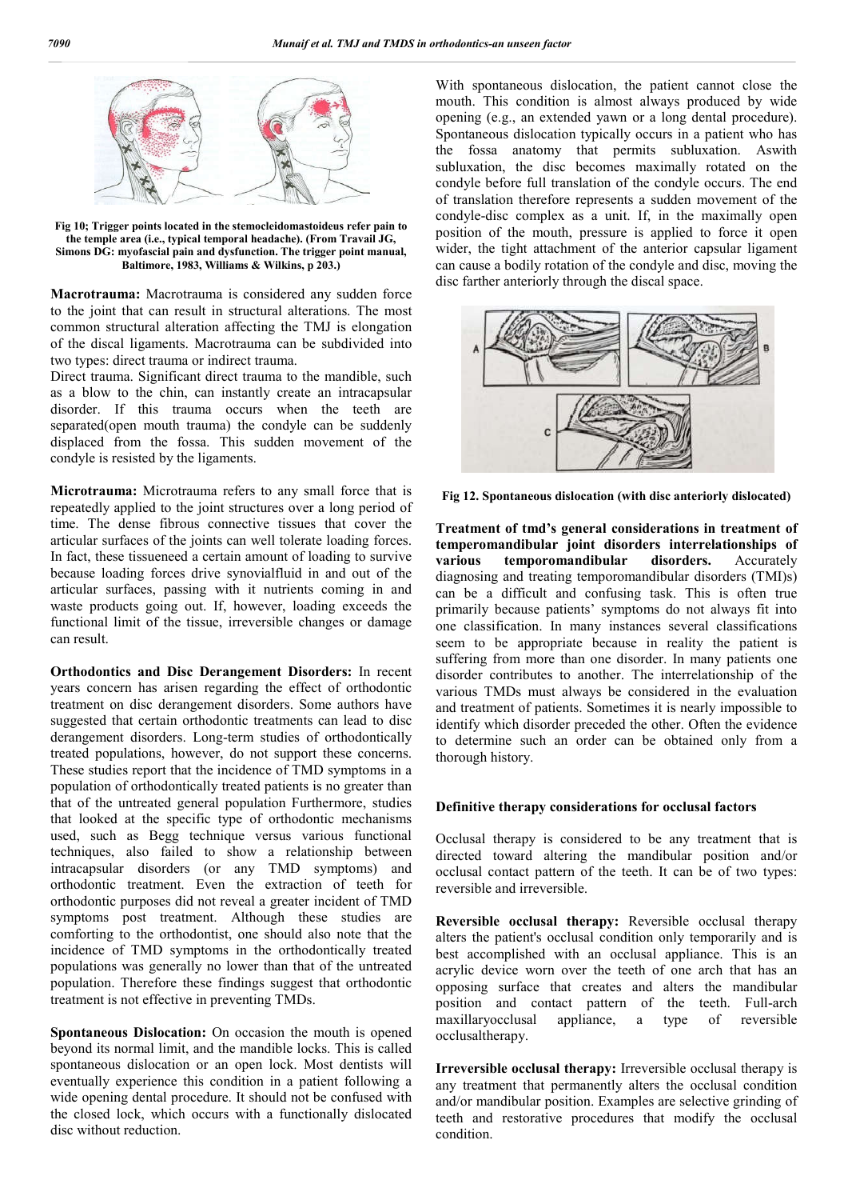Fig 10; Trigger points located in the stemocleidomastoideus refer pain to the temple area (i.e., typical temporal headache). (From Travail JG, Simons DG: myofascial pain and dysfunction. The trigger point manual, Baltimore, 1983, Williams & Wilkins, p 203.)

**Macrotrauma:** Macrotrauma is considered any sudden force to the joint that can result in structural alterations. The most common structural alteration affecting the TMJ is elongation of the discal ligaments. Macrotrauma can be subdivided into two types: direct trauma or indirect trauma.

Direct trauma. Significant direct trauma to the mandible, such as a blow to the chin, can instantly create an intracapsular disorder. If this trauma occurs when the teeth are separated(open mouth trauma) the condyle can be suddenly displaced from the fossa. This sudden movement of the condyle is resisted by the ligaments.

**Microtrauma:** Microtrauma refers to any small force that is repeatedly applied to the joint structures over a long period of time. The dense fibrous connective tissues that cover the articular surfaces of the joints can well tolerate loading forces. In fact, these tissueneed a certain amount of loading to survive because loading forces drive synovialfluid in and out of the articular surfaces, passing with it nutrients coming in and waste products going out. If, however, loading exceeds the functional limit of the tissue, irreversible changes or damage can result.

**Orthodontics and Disc Derangement Disorders:** In recent years concern has arisen regarding the effect of orthodontic treatment on disc derangement disorders. Some authors have suggested that certain orthodontic treatments can lead to disc derangement disorders. Long-term studies of orthodontically treated populations, however, do not support these concerns. These studies report that the incidence of TMD symptoms in a population of orthodontically treated patients is no greater than that of the untreated general population Furthermore, studies that looked at the specific type of orthodontic mechanisms used, such as Begg technique versus various functional techniques, also failed to show a relationship between intracapsular disorders (or any TMD symptoms) and orthodontic treatment. Even the extraction of teeth for orthodontic purposes did not reveal a greater incident of TMD symptoms post treatment. Although these studies are comforting to the orthodontist, one should also note that the incidence of TMD symptoms in the orthodontically treated populations was generally no lower than that of the untreated population. Therefore these findings suggest that orthodontic treatment is not effective in preventing TMDs.

**Spontaneous Dislocation:** On occasion the mouth is opened beyond its normal limit, and the mandible locks. This is called spontaneous dislocation or an open lock. Most dentists will eventually experience this condition in a patient following a wide opening dental procedure. It should not be confused with the closed lock, which occurs with a functionally dislocated disc without reduction.

With spontaneous dislocation, the patient cannot close the mouth. This condition is almost always produced by wide opening (e.g., an extended yawn or a long dental procedure). Spontaneous dislocation typically occurs in a patient who has the fossa anatomy that permits subluxation. Aswith subluxation, the disc becomes maximally rotated on the condyle before full translation of the condyle occurs. The end of translation therefore represents a sudden movement of the condyle-disc complex as a unit. If, in the maximally open position of the mouth, pressure is applied to force it open wider, the tight attachment of the anterior capsular ligament can cause a bodily rotation of the condyle and disc, moving the disc farther anteriorly through the discal space.

Fig 12. Spontaneous dislocation (with disc anteriorly dislocated)

**Treatment of tmd's general considerations in treatment of temperomandibular joint disorders interrelationships of various temporomandibular disorders.** Accurately diagnosing and treating temporomandibular disorders (TMI)s) can be a difficult and confusing task. This is often true primarily because patients' symptoms do not always fit into one classification. In many instances several classifications seem to be appropriate because in reality the patient is suffering from more than one disorder. In many patients one disorder contributes to another. The interrelationship of the various TMDs must always be considered in the evaluation and treatment of patients. Sometimes it is nearly impossible to identify which disorder preceded the other. Often the evidence to determine such an order can be obtained only from a thorough history.

**Definitive therapy considerations for occlusal factors**

Occlusal therapy is considered to be any treatment that is directed toward altering the mandibular position and/or occlusal contact pattern of the teeth. It can be of two types: reversible and irreversible.

**Reversible occlusal therapy:** Reversible occlusal therapy alters the patient's occlusal condition only temporarily and is best accomplished with an occlusal appliance. This is an acrylic device worn over the teeth of one arch that has an opposing surface that creates and alters the mandibular position and contact pattern of the teeth. Full-arch maxillaryocclusal appliance, a type of reversible occlusaltherapy.

**Irreversible occlusal therapy:** Irreversible occlusal therapy is any treatment that permanently alters the occlusal condition and/or mandibular position. Examples are selective grinding of teeth and restorative procedures that modify the occlusal condition.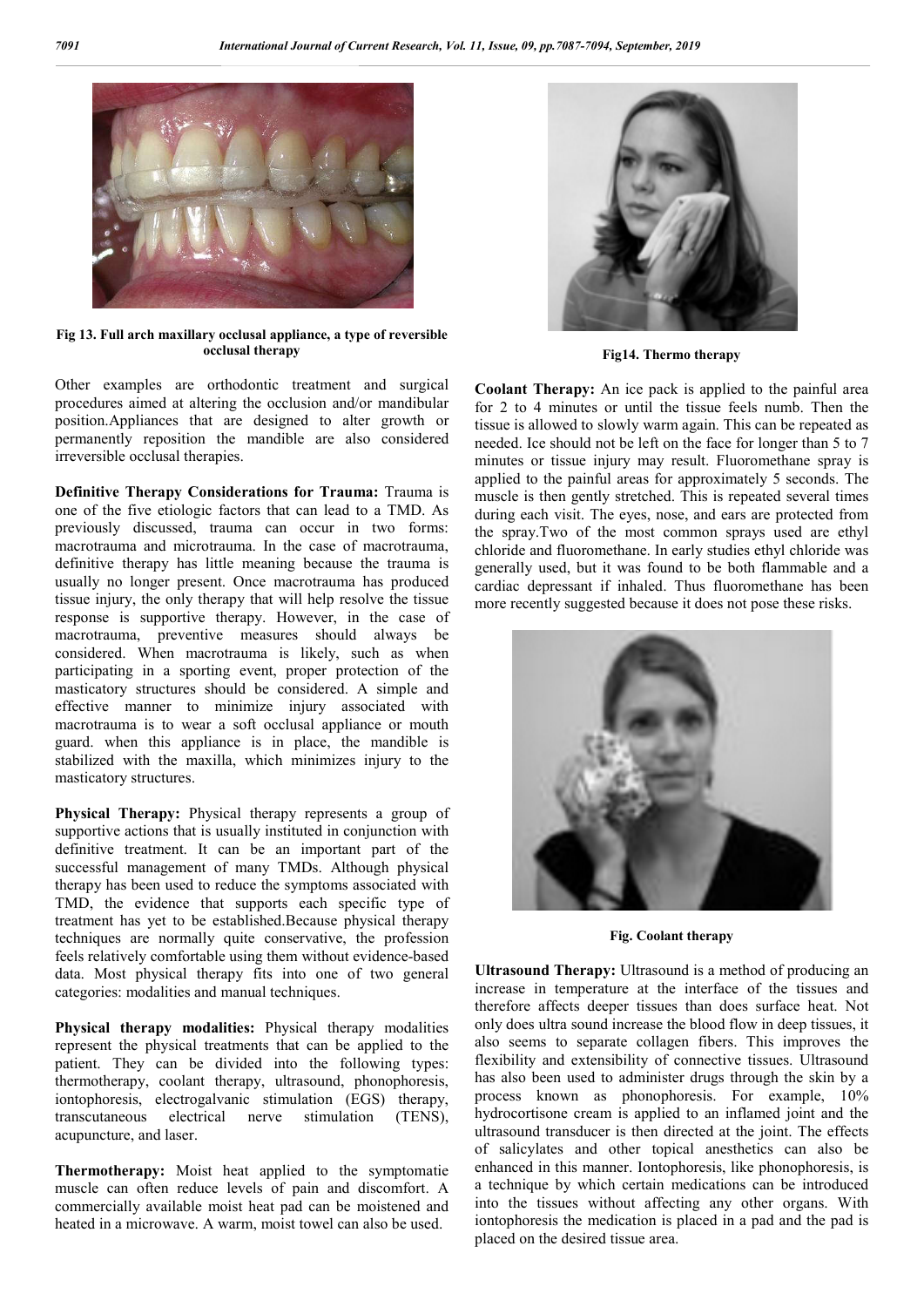Fig 13. Full arch maxillary occlusal appliance, a type of reversible occlusal therapy

Other examples are orthodontic treatment and surgical procedures aimed at altering the occlusion and/or mandibular position.Appliances that are designed to alter growth or permanently reposition the mandible are also considered irreversible occlusal therapies.

**Definitive Therapy Considerations for Trauma:** Trauma is one of the five etiologic factors that can lead to a TMD. As previously discussed, trauma can occur in two forms: macrotrauma and microtrauma. In the case of macrotrauma, definitive therapy has little meaning because the trauma is usually no longer present. Once macrotrauma has produced tissue injury, the only therapy that will help resolve the tissue response is supportive therapy. However, in the case of macrotrauma, preventive measures should always be considered. When macrotrauma is likely, such as when participating in a sporting event, proper protection of the masticatory structures should be considered. A simple and effective manner to minimize injury associated with macrotrauma is to wear a soft occlusal appliance or mouth guard. when this appliance is in place, the mandible is stabilized with the maxilla, which minimizes injury to the masticatory structures.

**Physical Therapy:** Physical therapy represents a group of supportive actions that is usually instituted in conjunction with definitive treatment. It can be an important part of the successful management of many TMDs. Although physical therapy has been used to reduce the symptoms associated with TMD, the evidence that supports each specific type of treatment has yet to be established.Because physical therapy techniques are normally quite conservative, the profession feels relatively comfortable using them without evidence-based data. Most physical therapy fits into one of two general categories: modalities and manual techniques.

**Physical therapy modalities:** Physical therapy modalities represent the physical treatments that can be applied to the patient. They can be divided into the following types: thermotherapy, coolant therapy, ultrasound, phonophoresis, iontophoresis, electrogalvanic stimulation (EGS) therapy, transcutaneous electrical nerve stimulation (TENS), acupuncture, and laser.

**Thermotherapy:** Moist heat applied to the symptomatie muscle can often reduce levels of pain and discomfort. A commercially available moist heat pad can be moistened and heated in a microwave. A warm, moist towel can also be used.

Fig14. Thermo therapy

**Coolant Therapy:** An ice pack is applied to the painful area for 2 to 4 minutes or until the tissue feels numb. Then the tissue is allowed to slowly warm again. This can be repeated as needed. Ice should not be left on the face for longer than 5 to 7 minutes or tissue injury may result. Fluoromethane spray is applied to the painful areas for approximately 5 seconds. The muscle is then gently stretched. This is repeated several times during each visit. The eyes, nose, and ears are protected from the spray.Two of the most common sprays used are ethyl chloride and fluoromethane. In early studies ethyl chloride was generally used, but it was found to be both flammable and a cardiac depressant if inhaled. Thus fluoromethane has been more recently suggested because it does not pose these risks.

Fig. Coolant therapy

**Ultrasound Therapy:** Ultrasound is a method of producing an increase in temperature at the interface of the tissues and therefore affects deeper tissues than does surface heat. Not only does ultra sound increase the blood flow in deep tissues, it also seems to separate collagen fibers. This improves the flexibility and extensibility of connective tissues. Ultrasound has also been used to administer drugs through the skin by a process known as phonophoresis. For example, 10% hydrocortisone cream is applied to an inflamed joint and the ultrasound transducer is then directed at the joint. The effects of salicylates and other topical anesthetics can also be enhanced in this manner. Iontophoresis, like phonophoresis, is a technique by which certain medications can be introduced into the tissues without affecting any other organs. With iontophoresis the medication is placed in a pad and the pad is placed on the desired tissue area.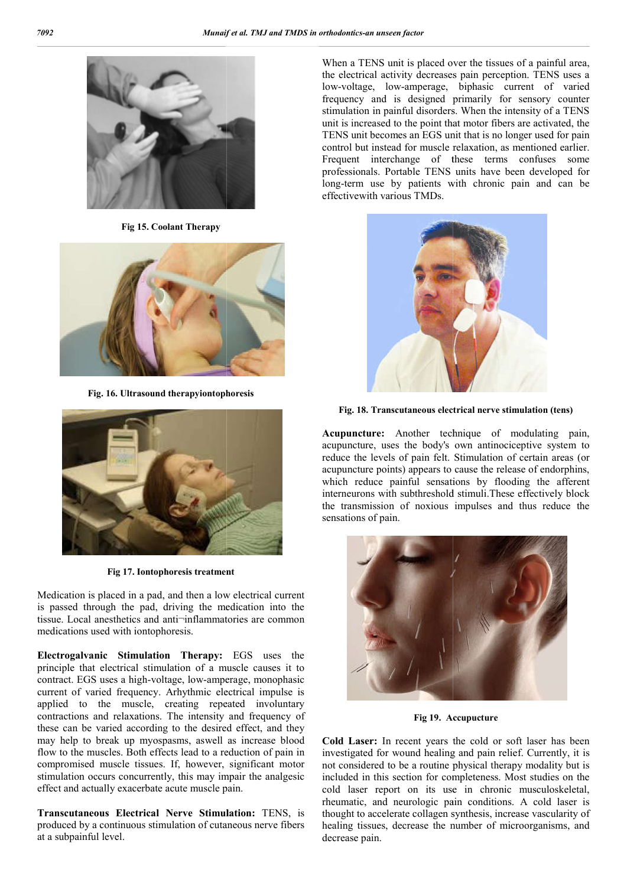Fig 15. Coolant Therapy

Fig. 16. Ultrasound therapyiontophoresis

Fig 17. Iontophoresis treatment

Medication is placed in a pad, and then a low electrical current is passed through the pad, driving the medication into the tissue. Local anesthetics and anti¬inflammatories are common medications used with iontophoresis.

**Electrogalvanic Stimulation Therapy:** EGS uses the principle that electrical stimulation of a muscle causes it to contract. EGS uses a high-voltage, low-amperage, monophasic current of varied frequency. Arhythmic electrical impulse is applied to the muscle, creating repeated involuntary contractions and relaxations. The intensity and frequency of these can be varied according to the desired effect, and they may help to break up myospasms, aswell as increase blood flow to the muscles. Both effects lead to a reduction of pain in compromised muscle tissues. If, however, significant motor stimulation occurs concurrently, this may impair the analgesic effect and actually exacerbate acute muscle pain.

**Transcutaneous Electrical Nerve Stimulation:** TENS, is produced by a continuous stimulation of cutaneous nerve fibers at a subpainful level.

When a TENS unit is placed over the tissues of a painful area, the electrical activity decreases pain perception. TENS uses a low-voltage, low-amperage, biphasic current of varied frequency and is designed primarily for sensory counter stimulation in painful disorders. When the intensity of a TENS unit is increased to the point that motor fibers are activated, the TENS unit becomes an EGS unit that is no longer used for pain control but instead for muscle relaxation, as mentioned earlier. Frequent interchange of these terms confuses some professionals. Portable TENS units have been developed for long-term use by patients with chronic pain and can be effectivewith various TMDs.

Fig. 18. Transcutaneous electrical nerve stimulation (tens)

**Acupuncture:** Another technique of modulating pain, acupuncture, uses the body's own antinociceptive system to reduce the levels of pain felt. Stimulation of certain areas (or acupuncture points) appears to cause the release of endorphins, which reduce painful sensations by flooding the afferent interneurons with subthreshold stimuli.These effectively block the transmission of noxious impulses and thus reduce the sensations of pain.

Fig 19. Accupucture

**Cold Laser:** In recent years the cold or soft laser has been investigated for wound healing and pain relief. Currently, it is not considered to be a routine physical therapy modality but is included in this section for completeness. Most studies on the cold laser report on its use in chronic musculoskeletal, rheumatic, and neurologic pain conditions. A cold laser is thought to accelerate collagen synthesis, increase vascularity of healing tissues, decrease the number of microorganisms, and decrease pain.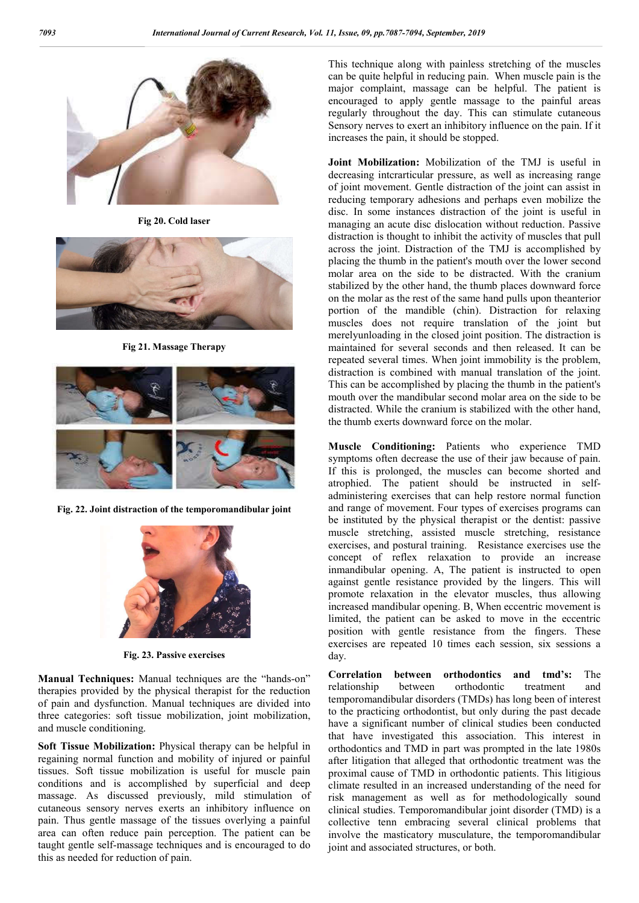Fig 20. Cold laser

Fig 21. Massage Therapy

Fig. 22. Joint distraction of the temporomandibular joint

Fig. 23. Passive exercises

**Manual Techniques:** Manual techniques are the "hands-on" therapies provided by the physical therapist for the reduction of pain and dysfunction. Manual techniques are divided into three categories: soft tissue mobilization, joint mobilization, and muscle conditioning.

**Soft Tissue Mobilization:** Physical therapy can be helpful in regaining normal function and mobility of injured or painful tissues. Soft tissue mobilization is useful for muscle pain conditions and is accomplished by superficial and deep massage. As discussed previously, mild stimulation of cutaneous sensory nerves exerts an inhibitory influence on pain. Thus gentle massage of the tissues overlying a painful area can often reduce pain perception. The patient can be taught gentle self-massage techniques and is encouraged to do this as needed for reduction of pain.

This technique along with painless stretching of the muscles can be quite helpful in reducing pain. When muscle pain is the major complaint, massage can be helpful. The patient is encouraged to apply gentle massage to the painful areas regularly throughout the day. This can stimulate cutaneous Sensory nerves to exert an inhibitory influence on the pain. If it increases the pain, it should be stopped.

**Joint Mobilization:** Mobilization of the TMJ is useful in decreasing intcrarticular pressure, as well as increasing range of joint movement. Gentle distraction of the joint can assist in reducing temporary adhesions and perhaps even mobilize the disc. In some instances distraction of the joint is useful in managing an acute disc dislocation without reduction. Passive distraction is thought to inhibit the activity of muscles that pull across the joint. Distraction of the TMJ is accomplished by placing the thumb in the patient's mouth over the lower second molar area on the side to be distracted. With the cranium stabilized by the other hand, the thumb places downward force on the molar as the rest of the same hand pulls upon theanterior portion of the mandible (chin). Distraction for relaxing muscles does not require translation of the joint but merelyunloading in the closed joint position. The distraction is maintained for several seconds and then released. It can be repeated several times. When joint immobility is the problem, distraction is combined with manual translation of the joint. This can be accomplished by placing the thumb in the patient's mouth over the mandibular second molar area on the side to be distracted. While the cranium is stabilized with the other hand, the thumb exerts downward force on the molar.

**Muscle Conditioning:** Patients who experience TMD symptoms often decrease the use of their jaw because of pain. If this is prolonged, the muscles can become shorted and atrophied. The patient should be instructed in self-administering exercises that can help restore normal function and range of movement. Four types of exercises programs can be instituted by the physical therapist or the dentist: passive muscle stretching, assisted muscle stretching, resistance exercises, and postural training. Resistance exercises use the concept of reflex relaxation to provide an increase inmandibular opening. A, The patient is instructed to open against gentle resistance provided by the lingers. This will promote relaxation in the elevator muscles, thus allowing increased mandibular opening. B, When eccentric movement is limited, the patient can be asked to move in the eccentric position with gentle resistance from the fingers. These exercises are repeated 10 times each session, six sessions a day.

**Correlation between orthodontics and tmd's:** The relationship between orthodontic treatment and temporomandibular disorders (TMDs) has long been of interest to the practicing orthodontist, but only during the past decade have a significant number of clinical studies been conducted that have investigated this association. This interest in orthodontics and TMD in part was prompted in the late 1980s after litigation that alleged that orthodontic treatment was the proximal cause of TMD in orthodontic patients. This litigious climate resulted in an increased understanding of the need for risk management as well as for methodologically sound clinical studies. Temporomandibular joint disorder (TMD) is a collective tenn embracing several clinical problems that involve the masticatory musculature, the temporomandibular joint and associated structures, or both.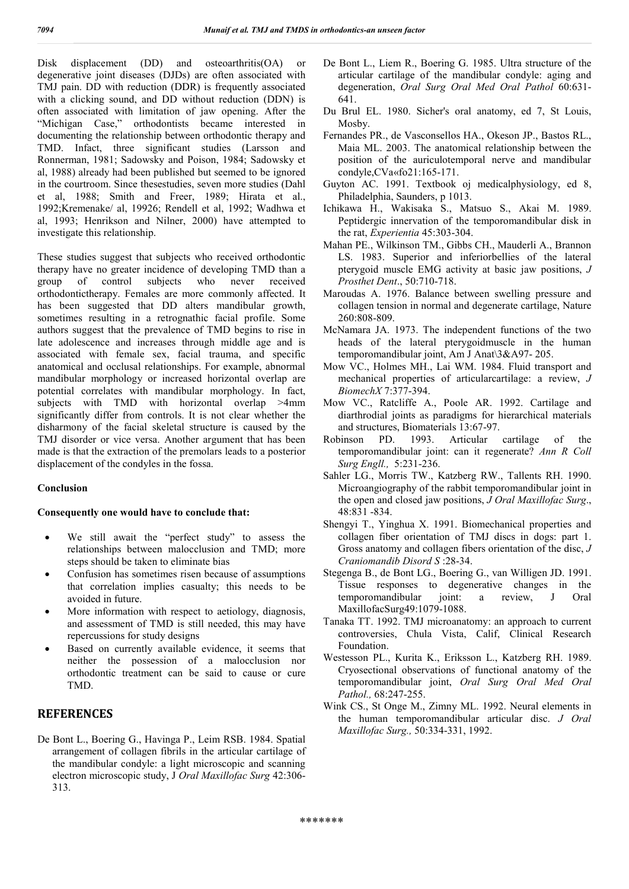Disk displacement (DD) and osteoarthritis(OA) or degenerative joint diseases (DJDs) are often associated with TMJ pain. DD with reduction (DDR) is frequently associated with a clicking sound, and DD without reduction (DDN) is often associated with limitation of jaw opening. After the "Michigan Case," orthodontists became interested in documenting the relationship between orthodontic therapy and TMD. Infact, three significant studies (Larsson and Ronnerman, 1981; Sadowsky and Poison, 1984; Sadowsky et al, 1988) already had been published but seemed to be ignored in the courtroom. Since thesestudies, seven more studies (Dahl et al, 1988; Smith and Freer, 1989; Hirata et al., 1992;Kremenake/ al, 19926; Rendell et al, 1992; Wadhwa et al, 1993; Henrikson and Nilner, 2000) have attempted to investigate this relationship.

These studies suggest that subjects who received orthodontic therapy have no greater incidence of developing TMD than a group of control subjects who never received orthodontictherapy. Females are more commonly affected. It has been suggested that DD alters mandibular growth, sometimes resulting in a retrognathic facial profile. Some authors suggest that the prevalence of TMD begins to rise in late adolescence and increases through middle age and is associated with female sex, facial trauma, and specific anatomical and occlusal relationships. For example, abnormal mandibular morphology or increased horizontal overlap are potential correlates with mandibular morphology. In fact, subjects with TMD with horizontal overlap >4mm significantly differ from controls. It is not clear whether the disharmony of the facial skeletal structure is caused by the TMJ disorder or vice versa. Another argument that has been made is that the extraction of the premolars leads to a posterior displacement of the condyles in the fossa.

**Conclusion**

**Consequently one would have to conclude that:**

- We still await the "perfect study" to assess the relationships between malocclusion and TMD; more steps should be taken to eliminate bias
- Confusion has sometimes risen because of assumptions that correlation implies casualty; this needs to be avoided in future.
- More information with respect to aetiology, diagnosis, and assessment of TMD is still needed, this may have repercussions for study designs
- Based on currently available evidence, it seems that neither the possession of a malocclusion nor orthodontic treatment can be said to cause or cure TMD.

## REFERENCES

De Bont L., Boering G., Havinga P., Leim RSB. 1984. Spatial arrangement of collagen fibrils in the articular cartilage of the mandibular condyle: a light microscopic and scanning electron microscopic study, J *Oral Maxillofac Surg* 42:306-313.

De Bont L., Liem R., Boering G. 1985. Ultra structure of the articular cartilage of the mandibular condyle: aging and degeneration, *Oral Surg Oral Med Oral Pathol* 60:631-641.

Du Brul EL. 1980. Sicher's oral anatomy, ed 7, St Louis, Mosby.

Fernandes PR., de Vasconsellos HA., Okeson JP., Bastos RL., Maia ML. 2003. The anatomical relationship between the position of the auriculotemporal nerve and mandibular condyle,CVa«fo21:165-171.

Guyton AC. 1991. Textbook oj medicalphysiology, ed 8, Philadelphia, Saunders, p 1013.

Ichikawa H., Wakisaka S., Matsuo S., Akai M. 1989. Peptidergic innervation of the temporomandibular disk in the rat, *Experientia* 45:303-304.

Mahan PE., Wilkinson TM., Gibbs CH., Mauderli A., Brannon LS. 1983. Superior and inferiorbellies of the lateral pterygoid muscle EMG activity at basic jaw positions, *J Prosthet Dent*., 50:710-718.

Maroudas A. 1976. Balance between swelling pressure and collagen tension in normal and degenerate cartilage, Nature 260:808-809.

McNamara JA. 1973. The independent functions of the two heads of the lateral pterygoidmuscle in the human temporomandibular joint, Am J Anat\3&A97- 205.

Mow VC., Holmes MH., Lai WM. 1984. Fluid transport and mechanical properties of articularcartilage: a review, *J BiomechX* 7:377-394.

Mow VC., Ratcliffe A., Poole AR. 1992. Cartilage and diarthrodial joints as paradigms for hierarchical materials and structures, Biomaterials 13:67-97.

Robinson PD. 1993. Articular cartilage of the temporomandibular joint: can it regenerate? *Ann R Coll Surg Engll.,* 5:231-236.

Sahler LG., Morris TW., Katzberg RW., Tallents RH. 1990. Microangiography of the rabbit temporomandibular joint in the open and closed jaw positions, *J Oral Maxillofac Surg*., 48:831 -834.

Shengyi T., Yinghua X. 1991. Biomechanical properties and collagen fiber orientation of TMJ discs in dogs: part 1. Gross anatomy and collagen fibers orientation of the disc, *J Craniomandib Disord S* :28-34.

Stegenga B., de Bont LG., Boering G., van Willigen JD. 1991. Tissue responses to degenerative changes in the temporomandibular joint: a review, J Oral MaxillofacSurg49:1079-1088.

Tanaka TT. 1992. TMJ microanatomy: an approach to current controversies, Chula Vista, Calif, Clinical Research Foundation.

Westesson PL., Kurita K., Eriksson L., Katzberg RH. 1989. Cryosectional observations of functional anatomy of the temporomandibular joint, *Oral Surg Oral Med Oral Pathol.,* 68:247-255.

Wink CS., St Onge M., Zimny ML. 1992. Neural elements in the human temporomandibular articular disc. *J Oral Maxillofac Surg.,* 50:334-331, 1992.

*******